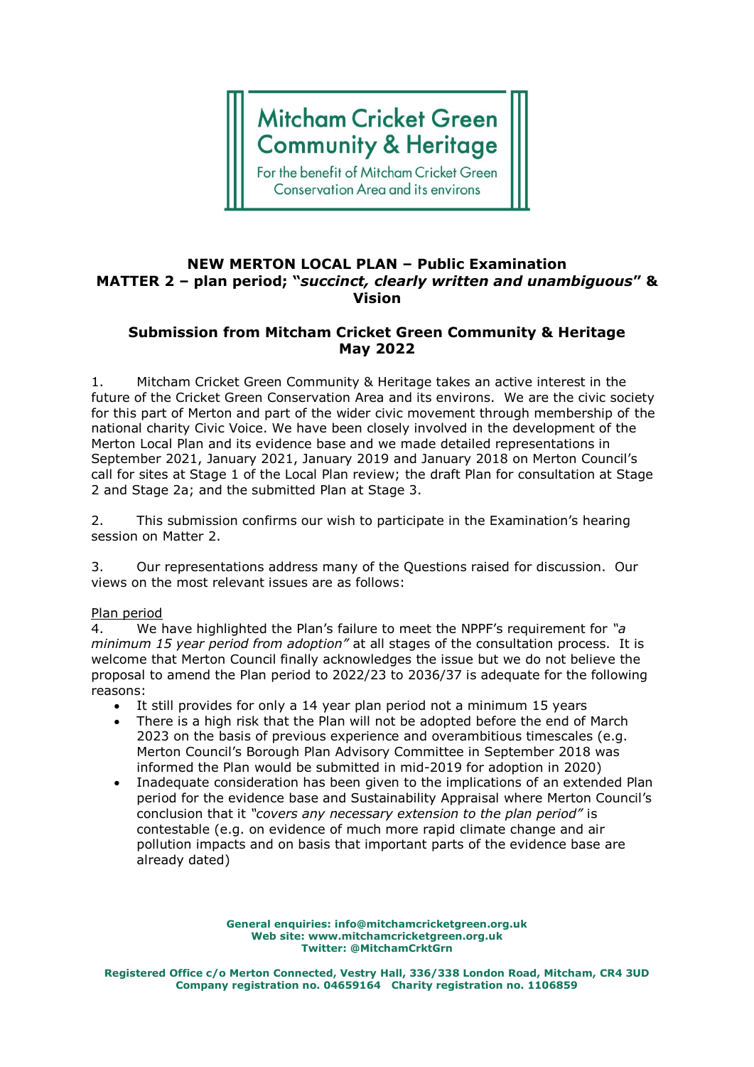Mitcham Cricket Green Community & Heritage

For the benefit of Mitcham Cricket Green Conservation Area and its environs

# NEW MERTON LOCAL PLAN – Public Examination
## MATTER 2 – plan period; "*succinct, clearly written and unambiguous*" & Vision

## Submission from Mitcham Cricket Green Community & Heritage May 2022

1. Mitcham Cricket Green Community & Heritage takes an active interest in the future of the Cricket Green Conservation Area and its environs. We are the civic society for this part of Merton and part of the wider civic movement through membership of the national charity Civic Voice. We have been closely involved in the development of the Merton Local Plan and its evidence base and we made detailed representations in September 2021, January 2021, January 2019 and January 2018 on Merton Council's call for sites at Stage 1 of the Local Plan review; the draft Plan for consultation at Stage 2 and Stage 2a; and the submitted Plan at Stage 3.

2. This submission confirms our wish to participate in the Examination's hearing session on Matter 2.

3. Our representations address many of the Questions raised for discussion. Our views on the most relevant issues are as follows:

Plan period

4. We have highlighted the Plan's failure to meet the NPPF's requirement for *"a minimum 15 year period from adoption"* at all stages of the consultation process. It is welcome that Merton Council finally acknowledges the issue but we do not believe the proposal to amend the Plan period to 2022/23 to 2036/37 is adequate for the following reasons:

- It still provides for only a 14 year plan period not a minimum 15 years
- There is a high risk that the Plan will not be adopted before the end of March 2023 on the basis of previous experience and overambitious timescales (e.g. Merton Council's Borough Plan Advisory Committee in September 2018 was informed the Plan would be submitted in mid-2019 for adoption in 2020)
- Inadequate consideration has been given to the implications of an extended Plan period for the evidence base and Sustainability Appraisal where Merton Council's conclusion that it *"covers any necessary extension to the plan period"* is contestable (e.g. on evidence of much more rapid climate change and air pollution impacts and on basis that important parts of the evidence base are already dated)

General enquiries: info@mitchamcricketgreen.org.uk
Web site: www.mitchamcricketgreen.org.uk
Twitter: @MitchamCrktGrn

Registered Office c/o Merton Connected, Vestry Hall, 336/338 London Road, Mitcham, CR4 3UD
Company registration no. 04659164 Charity registration no. 1106859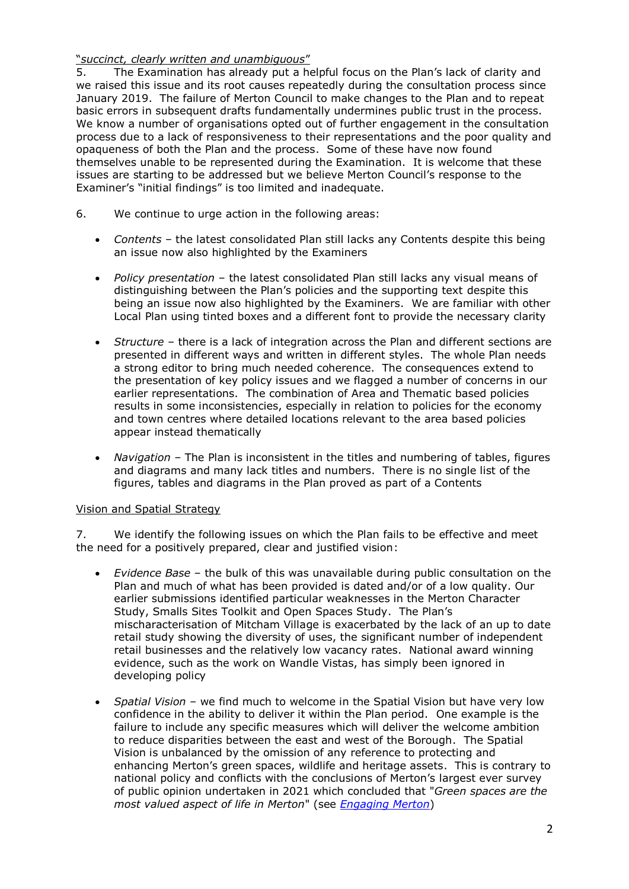"*succinct, clearly written and unambiguous*"

5. The Examination has already put a helpful focus on the Plan's lack of clarity and we raised this issue and its root causes repeatedly during the consultation process since January 2019. The failure of Merton Council to make changes to the Plan and to repeat basic errors in subsequent drafts fundamentally undermines public trust in the process. We know a number of organisations opted out of further engagement in the consultation process due to a lack of responsiveness to their representations and the poor quality and opaqueness of both the Plan and the process. Some of these have now found themselves unable to be represented during the Examination. It is welcome that these issues are starting to be addressed but we believe Merton Council's response to the Examiner's "initial findings" is too limited and inadequate.

6. We continue to urge action in the following areas:

- *Contents* – the latest consolidated Plan still lacks any Contents despite this being an issue now also highlighted by the Examiners
- *Policy presentation* – the latest consolidated Plan still lacks any visual means of distinguishing between the Plan's policies and the supporting text despite this being an issue now also highlighted by the Examiners. We are familiar with other Local Plan using tinted boxes and a different font to provide the necessary clarity
- *Structure* – there is a lack of integration across the Plan and different sections are presented in different ways and written in different styles. The whole Plan needs a strong editor to bring much needed coherence. The consequences extend to the presentation of key policy issues and we flagged a number of concerns in our earlier representations. The combination of Area and Thematic based policies results in some inconsistencies, especially in relation to policies for the economy and town centres where detailed locations relevant to the area based policies appear instead thematically
- *Navigation* – The Plan is inconsistent in the titles and numbering of tables, figures and diagrams and many lack titles and numbers. There is no single list of the figures, tables and diagrams in the Plan proved as part of a Contents

Vision and Spatial Strategy

7. We identify the following issues on which the Plan fails to be effective and meet the need for a positively prepared, clear and justified vision:

- *Evidence Base* – the bulk of this was unavailable during public consultation on the Plan and much of what has been provided is dated and/or of a low quality. Our earlier submissions identified particular weaknesses in the Merton Character Study, Smalls Sites Toolkit and Open Spaces Study. The Plan's mischaracterisation of Mitcham Village is exacerbated by the lack of an up to date retail study showing the diversity of uses, the significant number of independent retail businesses and the relatively low vacancy rates. National award winning evidence, such as the work on Wandle Vistas, has simply been ignored in developing policy
- *Spatial Vision* – we find much to welcome in the Spatial Vision but have very low confidence in the ability to deliver it within the Plan period. One example is the failure to include any specific measures which will deliver the welcome ambition to reduce disparities between the east and west of the Borough. The Spatial Vision is unbalanced by the omission of any reference to protecting and enhancing Merton's green spaces, wildlife and heritage assets. This is contrary to national policy and conflicts with the conclusions of Merton's largest ever survey of public opinion undertaken in 2021 which concluded that "*Green spaces are the most valued aspect of life in Merton*" (see *Engaging Merton*)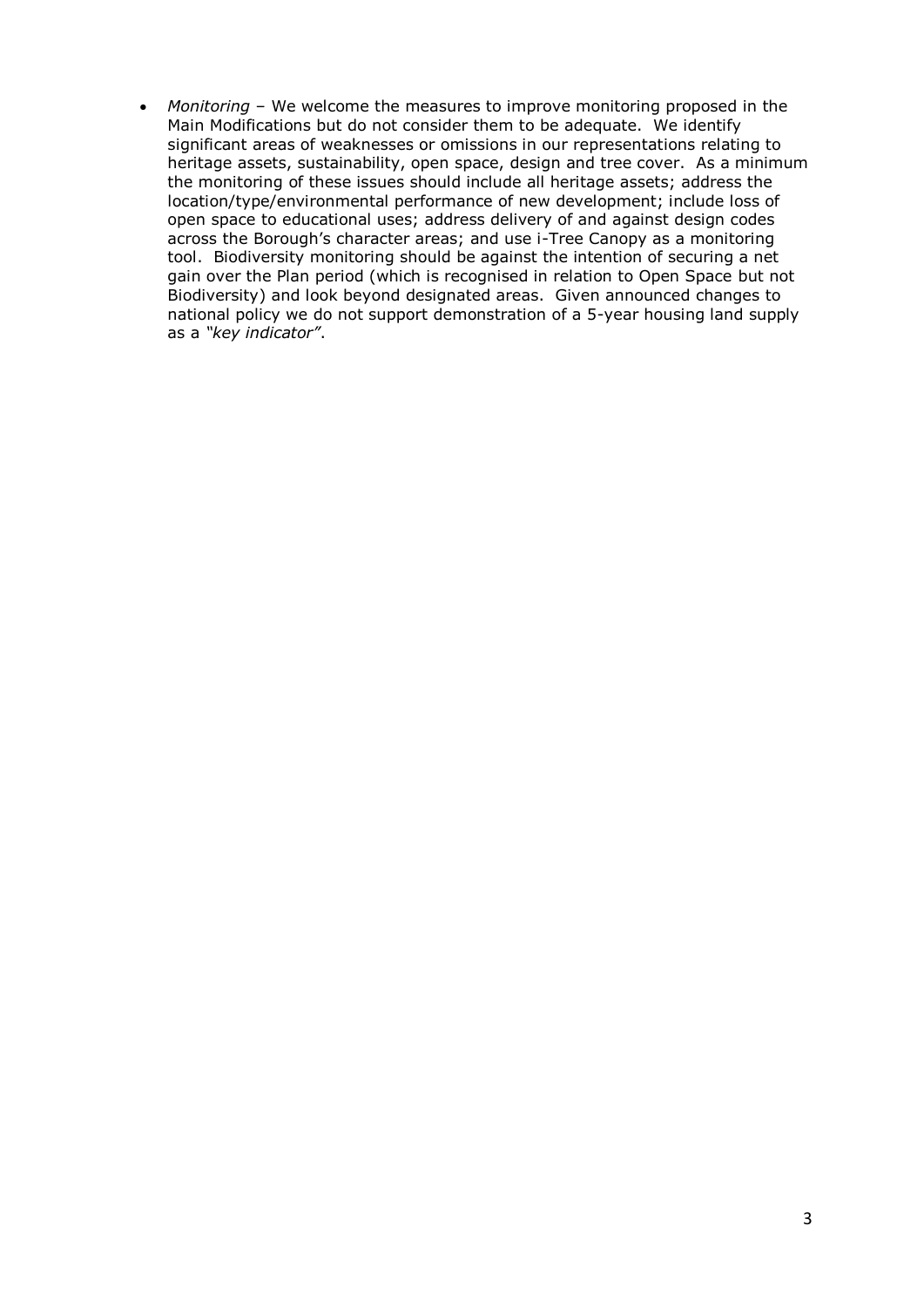- *Monitoring* – We welcome the measures to improve monitoring proposed in the Main Modifications but do not consider them to be adequate. We identify significant areas of weaknesses or omissions in our representations relating to heritage assets, sustainability, open space, design and tree cover. As a minimum the monitoring of these issues should include all heritage assets; address the location/type/environmental performance of new development; include loss of open space to educational uses; address delivery of and against design codes across the Borough's character areas; and use i-Tree Canopy as a monitoring tool. Biodiversity monitoring should be against the intention of securing a net gain over the Plan period (which is recognised in relation to Open Space but not Biodiversity) and look beyond designated areas. Given announced changes to national policy we do not support demonstration of a 5-year housing land supply as a *"key indicator"*.